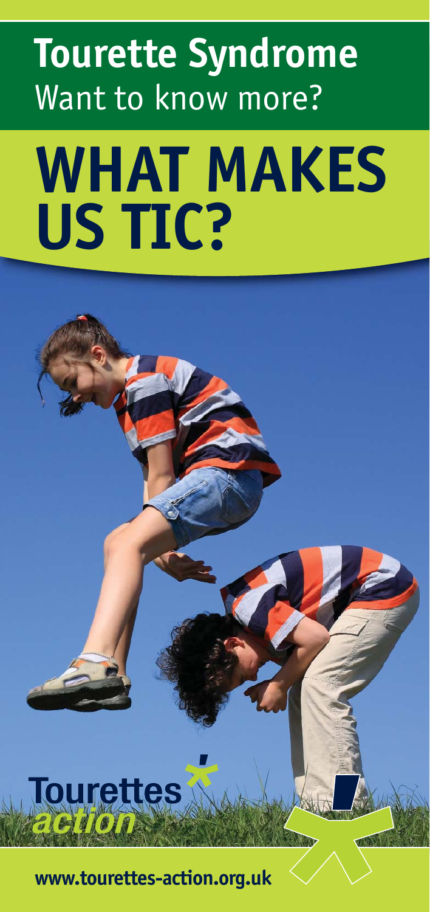# Tourette Syndrome

Want to know more?

# WHAT MAKES US TIC?

Tourettes *action*

**www.tourettes-action.org.uk**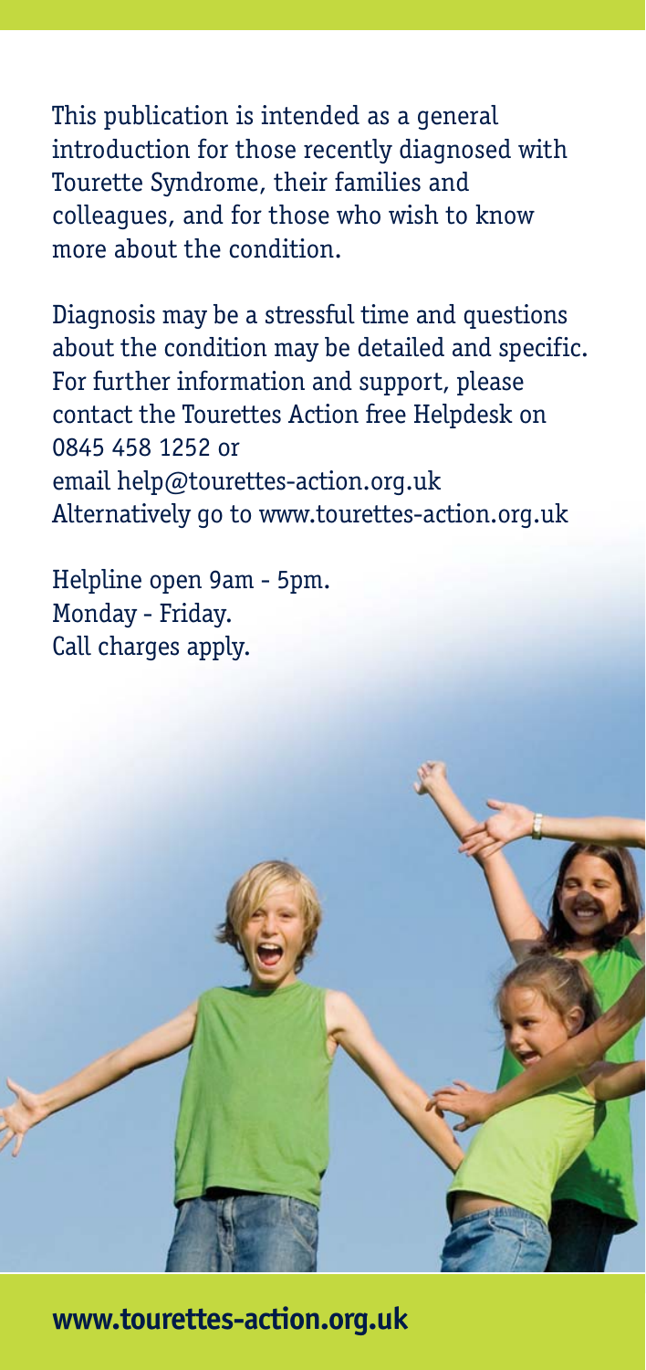This publication is intended as a general introduction for those recently diagnosed with Tourette Syndrome, their families and colleagues, and for those who wish to know more about the condition.

Diagnosis may be a stressful time and questions about the condition may be detailed and specific. For further information and support, please contact the Tourettes Action free Helpdesk on 0845 458 1252 or
email help@tourettes-action.org.uk
Alternatively go to www.tourettes-action.org.uk

Helpline open 9am - 5pm.
Monday - Friday.
Call charges apply.

**www.tourettes-action.org.uk**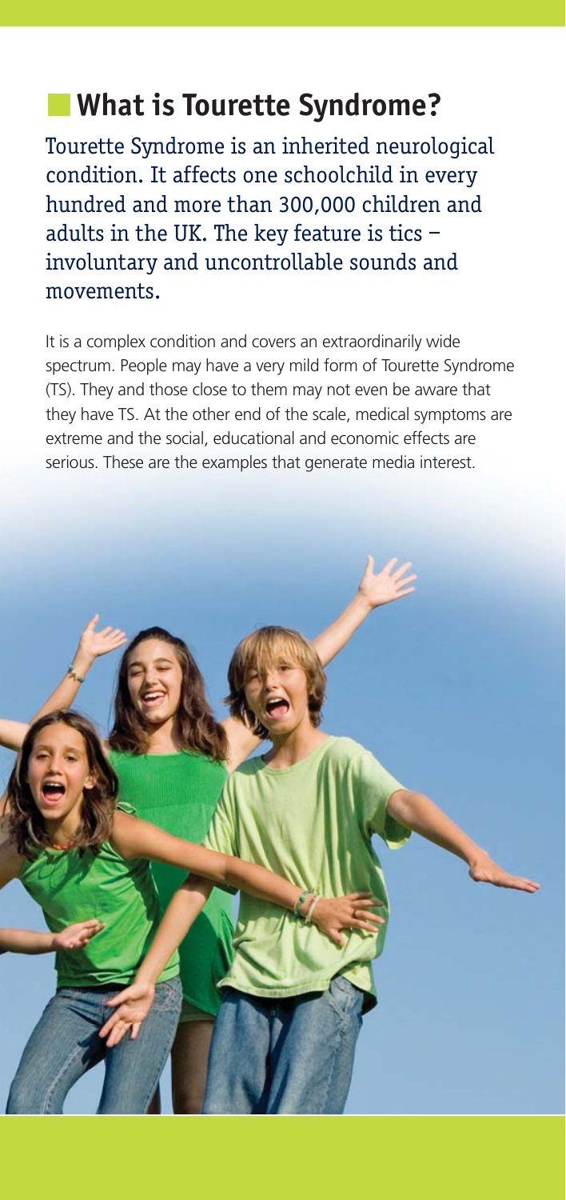## What is Tourette Syndrome?

Tourette Syndrome is an inherited neurological condition. It affects one schoolchild in every hundred and more than 300,000 children and adults in the UK. The key feature is tics – involuntary and uncontrollable sounds and movements.

It is a complex condition and covers an extraordinarily wide spectrum. People may have a very mild form of Tourette Syndrome (TS). They and those close to them may not even be aware that they have TS. At the other end of the scale, medical symptoms are extreme and the social, educational and economic effects are serious. These are the examples that generate media interest.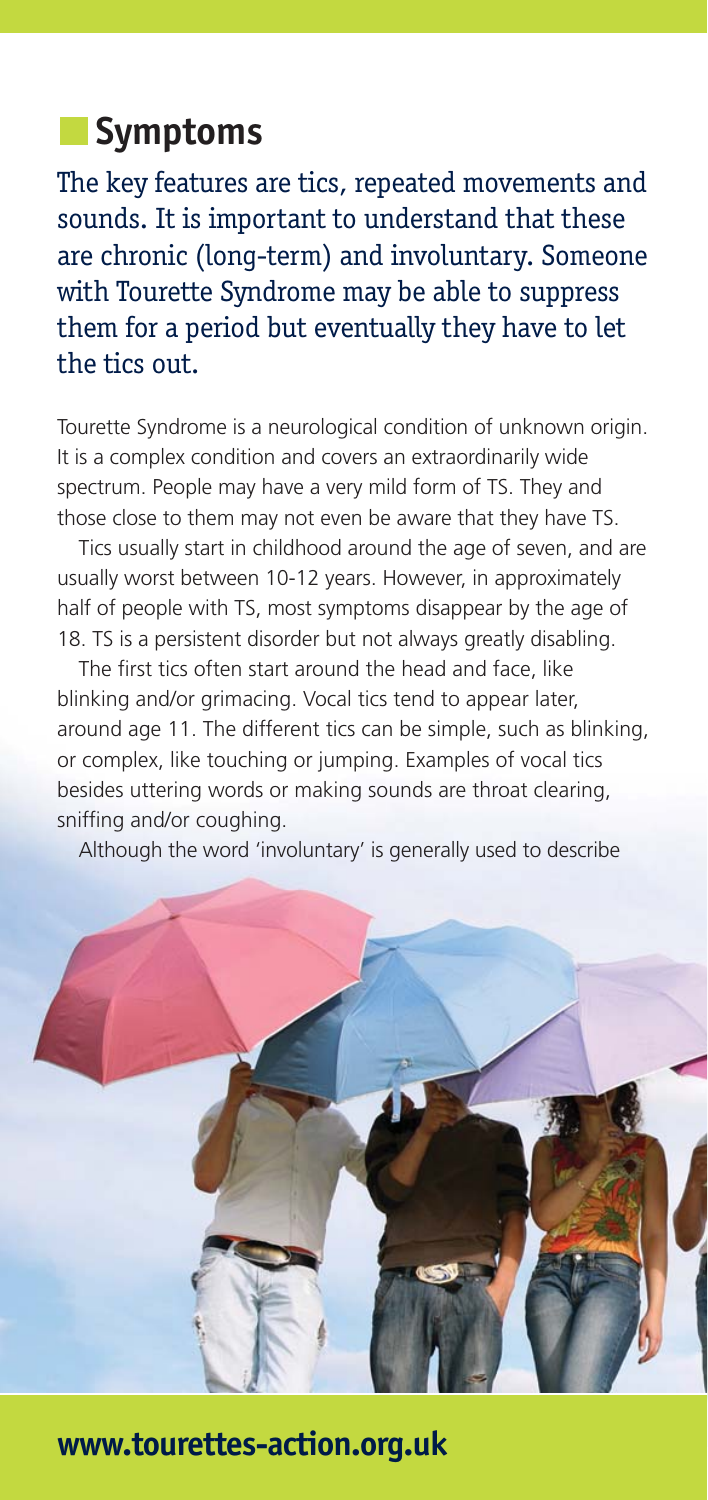## Symptoms

The key features are tics, repeated movements and sounds. It is important to understand that these are chronic (long-term) and involuntary. Someone with Tourette Syndrome may be able to suppress them for a period but eventually they have to let the tics out.

Tourette Syndrome is a neurological condition of unknown origin. It is a complex condition and covers an extraordinarily wide spectrum. People may have a very mild form of TS. They and those close to them may not even be aware that they have TS.

Tics usually start in childhood around the age of seven, and are usually worst between 10-12 years. However, in approximately half of people with TS, most symptoms disappear by the age of 18. TS is a persistent disorder but not always greatly disabling.

The first tics often start around the head and face, like blinking and/or grimacing. Vocal tics tend to appear later, around age 11. The different tics can be simple, such as blinking, or complex, like touching or jumping. Examples of vocal tics besides uttering words or making sounds are throat clearing, sniffing and/or coughing.

Although the word 'involuntary' is generally used to describe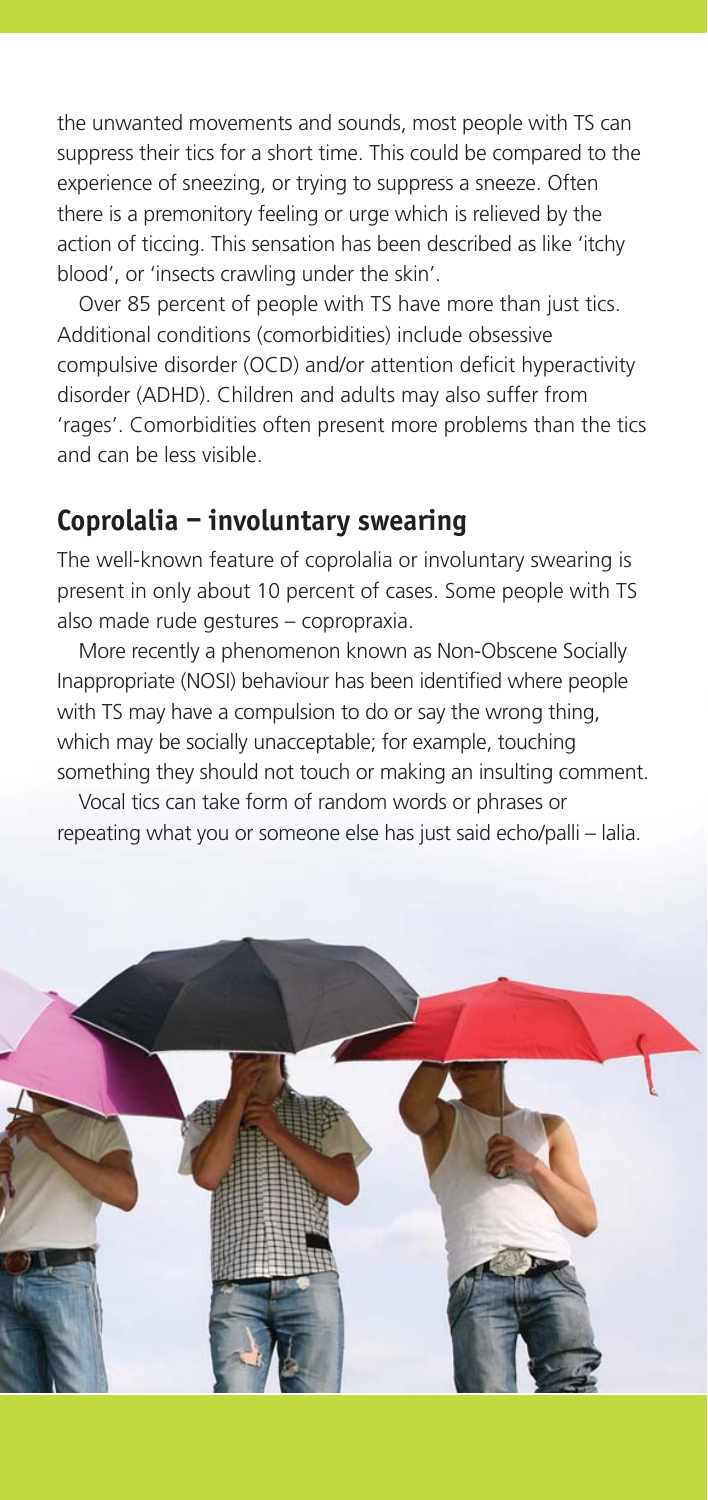the unwanted movements and sounds, most people with TS can suppress their tics for a short time. This could be compared to the experience of sneezing, or trying to suppress a sneeze. Often there is a premonitory feeling or urge which is relieved by the action of ticcing. This sensation has been described as like 'itchy blood', or 'insects crawling under the skin'.

Over 85 percent of people with TS have more than just tics. Additional conditions (comorbidities) include obsessive compulsive disorder (OCD) and/or attention deficit hyperactivity disorder (ADHD). Children and adults may also suffer from 'rages'. Comorbidities often present more problems than the tics and can be less visible.

## Coprolalia – involuntary swearing

The well-known feature of coprolalia or involuntary swearing is present in only about 10 percent of cases. Some people with TS also made rude gestures – copropraxia.

More recently a phenomenon known as Non-Obscene Socially Inappropriate (NOSI) behaviour has been identified where people with TS may have a compulsion to do or say the wrong thing, which may be socially unacceptable; for example, touching something they should not touch or making an insulting comment.

Vocal tics can take form of random words or phrases or repeating what you or someone else has just said echo/palli – lalia.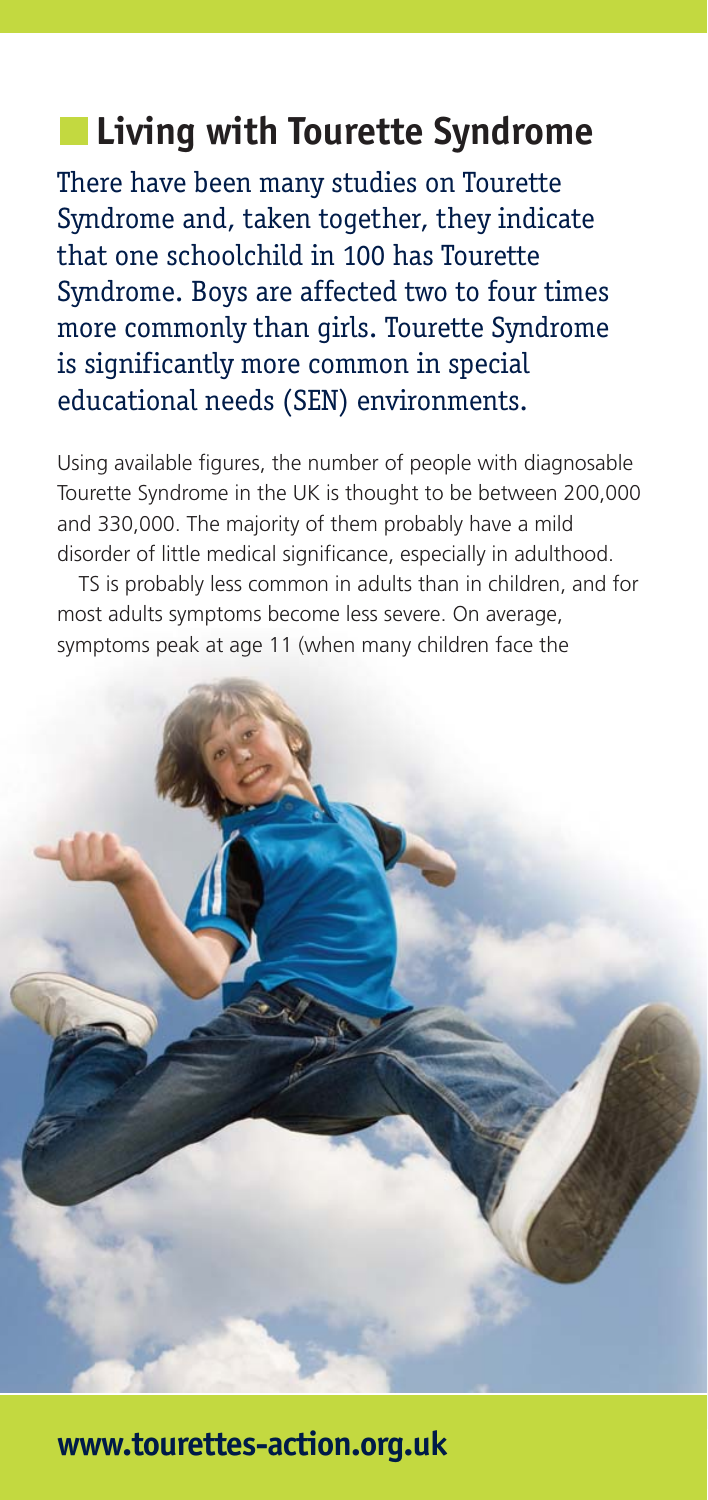## Living with Tourette Syndrome

There have been many studies on Tourette Syndrome and, taken together, they indicate that one schoolchild in 100 has Tourette Syndrome. Boys are affected two to four times more commonly than girls. Tourette Syndrome is significantly more common in special educational needs (SEN) environments.

Using available figures, the number of people with diagnosable Tourette Syndrome in the UK is thought to be between 200,000 and 330,000. The majority of them probably have a mild disorder of little medical significance, especially in adulthood.

TS is probably less common in adults than in children, and for most adults symptoms become less severe. On average, symptoms peak at age 11 (when many children face the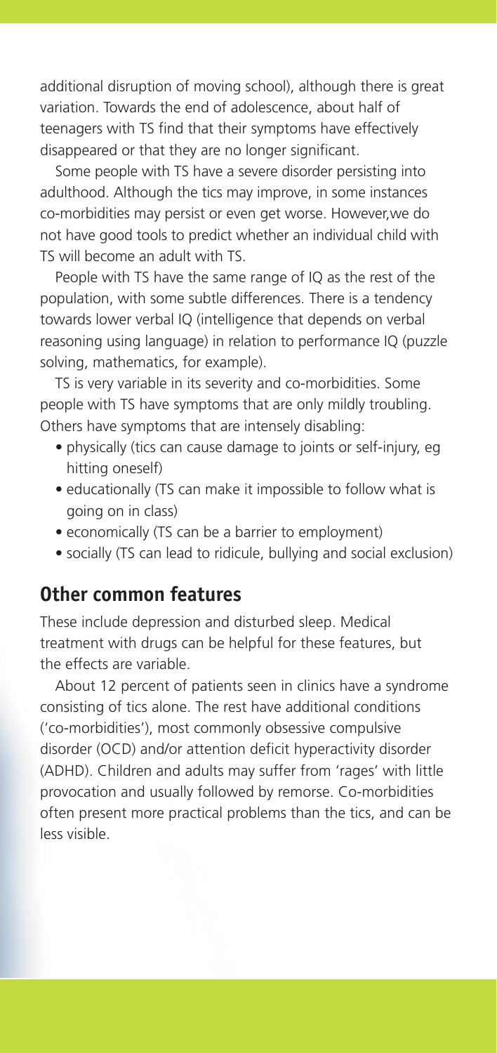additional disruption of moving school), although there is great variation. Towards the end of adolescence, about half of teenagers with TS find that their symptoms have effectively disappeared or that they are no longer significant.

Some people with TS have a severe disorder persisting into adulthood. Although the tics may improve, in some instances co-morbidities may persist or even get worse. However,we do not have good tools to predict whether an individual child with TS will become an adult with TS.

People with TS have the same range of IQ as the rest of the population, with some subtle differences. There is a tendency towards lower verbal IQ (intelligence that depends on verbal reasoning using language) in relation to performance IQ (puzzle solving, mathematics, for example).

TS is very variable in its severity and co-morbidities. Some people with TS have symptoms that are only mildly troubling. Others have symptoms that are intensely disabling:

- physically (tics can cause damage to joints or self-injury, eg hitting oneself)
- educationally (TS can make it impossible to follow what is going on in class)
- economically (TS can be a barrier to employment)
- socially (TS can lead to ridicule, bullying and social exclusion)

## Other common features

These include depression and disturbed sleep. Medical treatment with drugs can be helpful for these features, but the effects are variable.

About 12 percent of patients seen in clinics have a syndrome consisting of tics alone. The rest have additional conditions ('co-morbidities'), most commonly obsessive compulsive disorder (OCD) and/or attention deficit hyperactivity disorder (ADHD). Children and adults may suffer from 'rages' with little provocation and usually followed by remorse. Co-morbidities often present more practical problems than the tics, and can be less visible.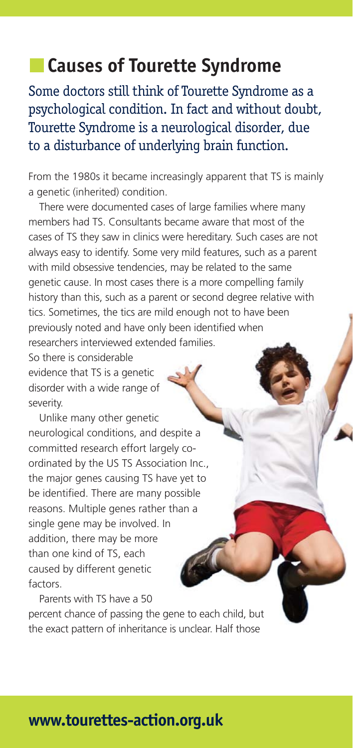## Causes of Tourette Syndrome

Some doctors still think of Tourette Syndrome as a psychological condition. In fact and without doubt, Tourette Syndrome is a neurological disorder, due to a disturbance of underlying brain function.

From the 1980s it became increasingly apparent that TS is mainly a genetic (inherited) condition.

There were documented cases of large families where many members had TS. Consultants became aware that most of the cases of TS they saw in clinics were hereditary. Such cases are not always easy to identify. Some very mild features, such as a parent with mild obsessive tendencies, may be related to the same genetic cause. In most cases there is a more compelling family history than this, such as a parent or second degree relative with tics. Sometimes, the tics are mild enough not to have been previously noted and have only been identified when researchers interviewed extended families. So there is considerable evidence that TS is a genetic disorder with a wide range of severity.

Unlike many other genetic neurological conditions, and despite a committed research effort largely co-ordinated by the US TS Association Inc., the major genes causing TS have yet to be identified. There are many possible reasons. Multiple genes rather than a single gene may be involved. In addition, there may be more than one kind of TS, each caused by different genetic factors.

Parents with TS have a 50 percent chance of passing the gene to each child, but the exact pattern of inheritance is unclear. Half those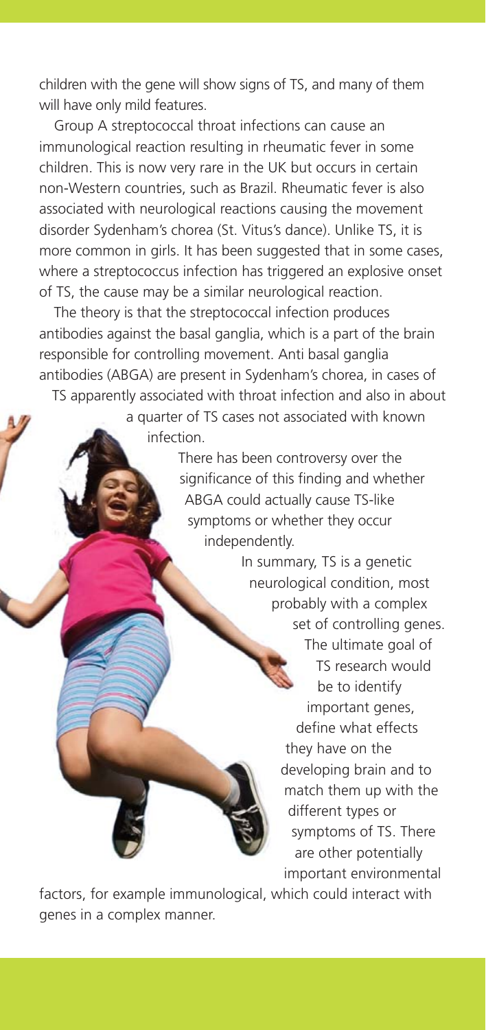children with the gene will show signs of TS, and many of them will have only mild features.

Group A streptococcal throat infections can cause an immunological reaction resulting in rheumatic fever in some children. This is now very rare in the UK but occurs in certain non-Western countries, such as Brazil. Rheumatic fever is also associated with neurological reactions causing the movement disorder Sydenham's chorea (St. Vitus's dance). Unlike TS, it is more common in girls. It has been suggested that in some cases, where a streptococcus infection has triggered an explosive onset of TS, the cause may be a similar neurological reaction.

The theory is that the streptococcal infection produces antibodies against the basal ganglia, which is a part of the brain responsible for controlling movement. Anti basal ganglia antibodies (ABGA) are present in Sydenham's chorea, in cases of TS apparently associated with throat infection and also in about a quarter of TS cases not associated with known infection.

There has been controversy over the significance of this finding and whether ABGA could actually cause TS-like symptoms or whether they occur independently.

In summary, TS is a genetic neurological condition, most probably with a complex set of controlling genes. The ultimate goal of TS research would be to identify important genes, define what effects they have on the developing brain and to match them up with the different types or symptoms of TS. There are other potentially important environmental factors, for example immunological, which could interact with genes in a complex manner.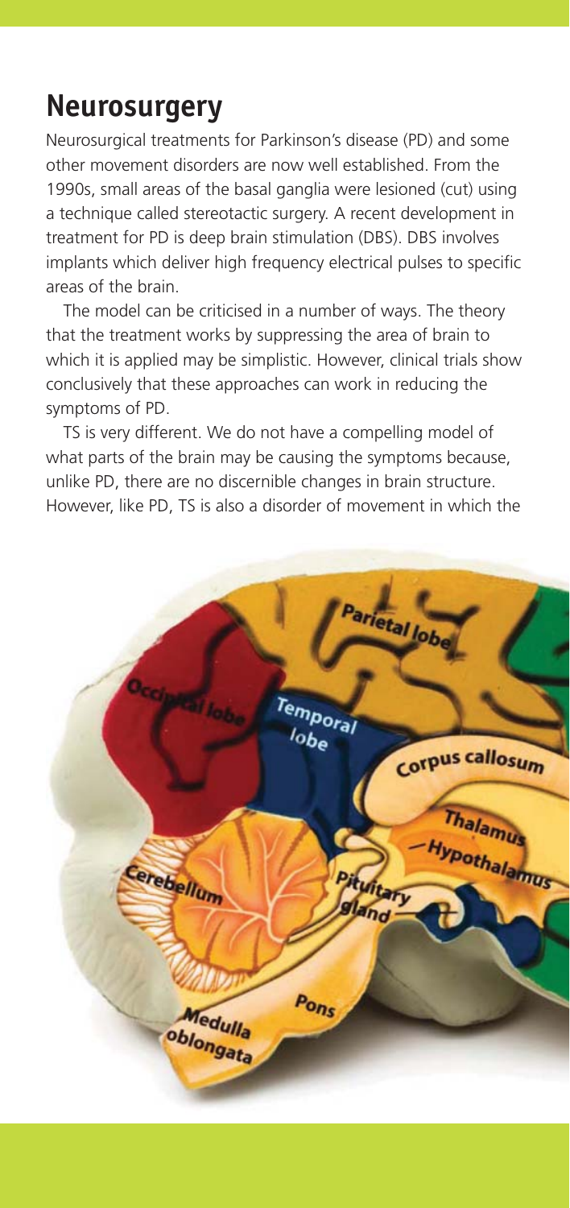## Neurosurgery

Neurosurgical treatments for Parkinson's disease (PD) and some other movement disorders are now well established. From the 1990s, small areas of the basal ganglia were lesioned (cut) using a technique called stereotactic surgery. A recent development in treatment for PD is deep brain stimulation (DBS). DBS involves implants which deliver high frequency electrical pulses to specific areas of the brain.

The model can be criticised in a number of ways. The theory that the treatment works by suppressing the area of brain to which it is applied may be simplistic. However, clinical trials show conclusively that these approaches can work in reducing the symptoms of PD.

TS is very different. We do not have a compelling model of what parts of the brain may be causing the symptoms because, unlike PD, there are no discernible changes in brain structure. However, like PD, TS is also a disorder of movement in which the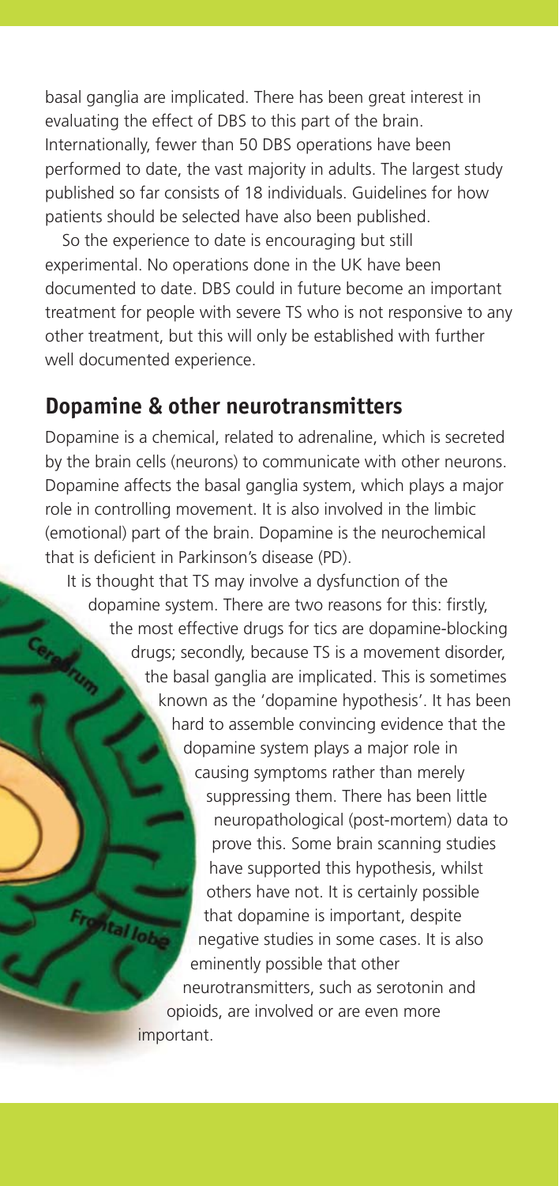basal ganglia are implicated. There has been great interest in evaluating the effect of DBS to this part of the brain. Internationally, fewer than 50 DBS operations have been performed to date, the vast majority in adults. The largest study published so far consists of 18 individuals. Guidelines for how patients should be selected have also been published.

So the experience to date is encouraging but still experimental. No operations done in the UK have been documented to date. DBS could in future become an important treatment for people with severe TS who is not responsive to any other treatment, but this will only be established with further well documented experience.

## Dopamine & other neurotransmitters

Dopamine is a chemical, related to adrenaline, which is secreted by the brain cells (neurons) to communicate with other neurons. Dopamine affects the basal ganglia system, which plays a major role in controlling movement. It is also involved in the limbic (emotional) part of the brain. Dopamine is the neurochemical that is deficient in Parkinson's disease (PD).

It is thought that TS may involve a dysfunction of the dopamine system. There are two reasons for this: firstly, the most effective drugs for tics are dopamine-blocking drugs; secondly, because TS is a movement disorder, the basal ganglia are implicated. This is sometimes known as the 'dopamine hypothesis'. It has been hard to assemble convincing evidence that the dopamine system plays a major role in causing symptoms rather than merely suppressing them. There has been little neuropathological (post-mortem) data to prove this. Some brain scanning studies have supported this hypothesis, whilst others have not. It is certainly possible that dopamine is important, despite negative studies in some cases. It is also eminently possible that other neurotransmitters, such as serotonin and opioids, are involved or are even more important.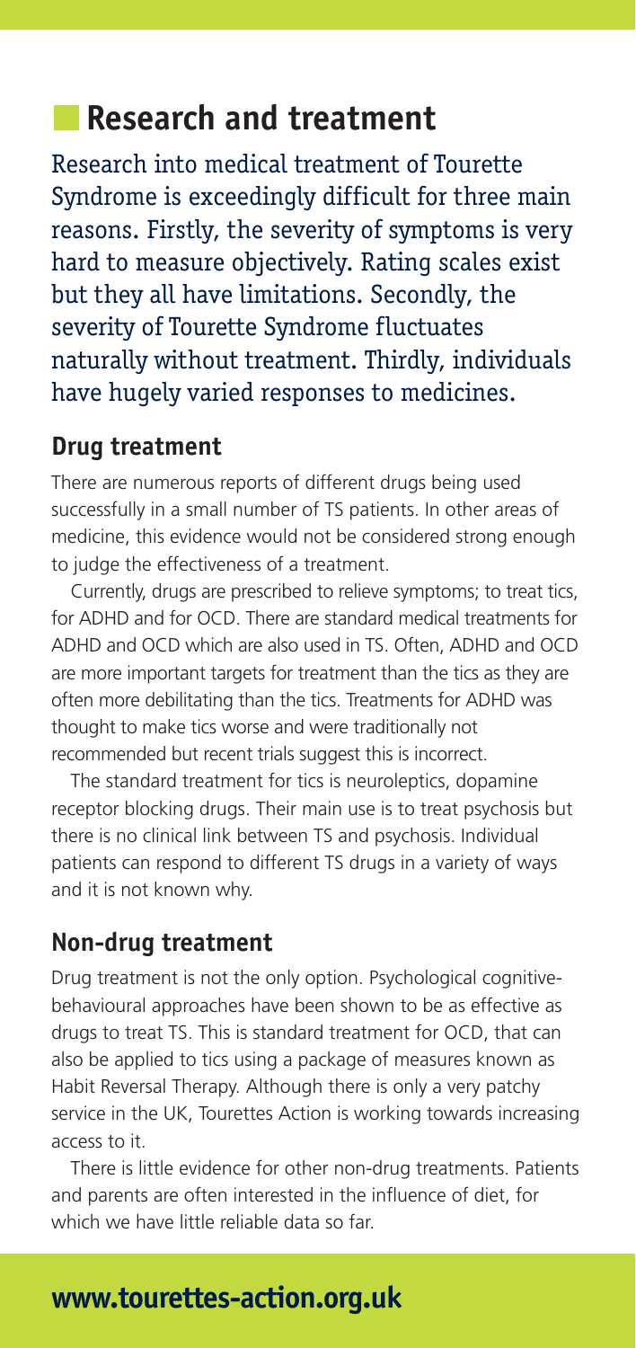## Research and treatment

Research into medical treatment of Tourette Syndrome is exceedingly difficult for three main reasons. Firstly, the severity of symptoms is very hard to measure objectively. Rating scales exist but they all have limitations. Secondly, the severity of Tourette Syndrome fluctuates naturally without treatment. Thirdly, individuals have hugely varied responses to medicines.

### Drug treatment

There are numerous reports of different drugs being used successfully in a small number of TS patients. In other areas of medicine, this evidence would not be considered strong enough to judge the effectiveness of a treatment.

Currently, drugs are prescribed to relieve symptoms; to treat tics, for ADHD and for OCD. There are standard medical treatments for ADHD and OCD which are also used in TS. Often, ADHD and OCD are more important targets for treatment than the tics as they are often more debilitating than the tics. Treatments for ADHD was thought to make tics worse and were traditionally not recommended but recent trials suggest this is incorrect.

The standard treatment for tics is neuroleptics, dopamine receptor blocking drugs. Their main use is to treat psychosis but there is no clinical link between TS and psychosis. Individual patients can respond to different TS drugs in a variety of ways and it is not known why.

### Non-drug treatment

Drug treatment is not the only option. Psychological cognitive-behavioural approaches have been shown to be as effective as drugs to treat TS. This is standard treatment for OCD, that can also be applied to tics using a package of measures known as Habit Reversal Therapy. Although there is only a very patchy service in the UK, Tourettes Action is working towards increasing access to it.

There is little evidence for other non-drug treatments. Patients and parents are often interested in the influence of diet, for which we have little reliable data so far.

**www.tourettes-action.org.uk**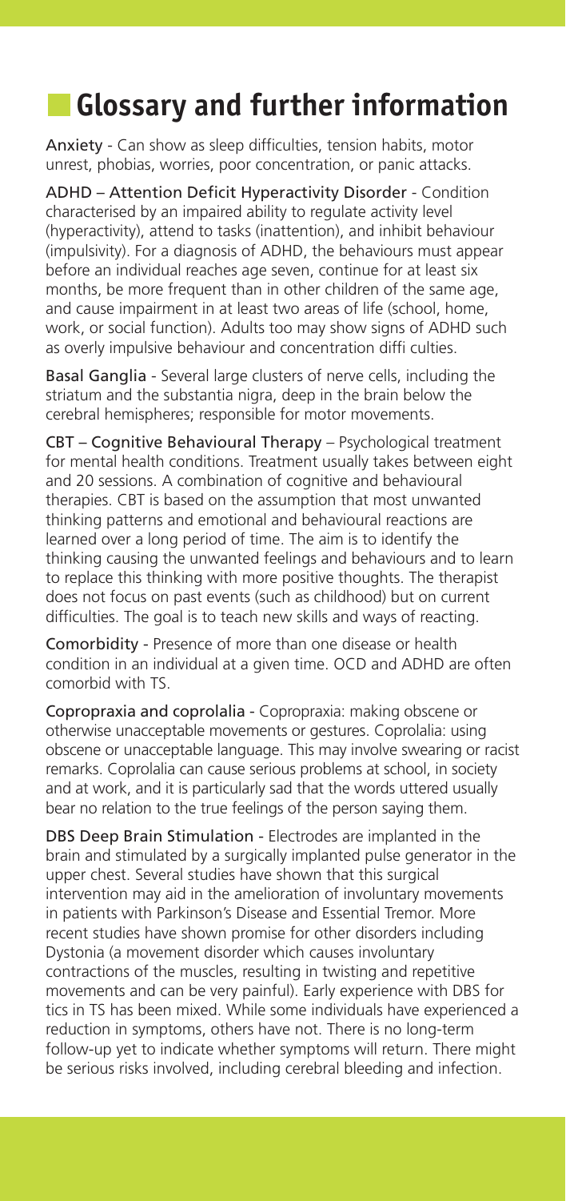## Glossary and further information

**Anxiety** - Can show as sleep difficulties, tension habits, motor unrest, phobias, worries, poor concentration, or panic attacks.

**ADHD – Attention Deficit Hyperactivity Disorder** - Condition characterised by an impaired ability to regulate activity level (hyperactivity), attend to tasks (inattention), and inhibit behaviour (impulsivity). For a diagnosis of ADHD, the behaviours must appear before an individual reaches age seven, continue for at least six months, be more frequent than in other children of the same age, and cause impairment in at least two areas of life (school, home, work, or social function). Adults too may show signs of ADHD such as overly impulsive behaviour and concentration diffi culties.

**Basal Ganglia** - Several large clusters of nerve cells, including the striatum and the substantia nigra, deep in the brain below the cerebral hemispheres; responsible for motor movements.

**CBT – Cognitive Behavioural Therapy** – Psychological treatment for mental health conditions. Treatment usually takes between eight and 20 sessions. A combination of cognitive and behavioural therapies. CBT is based on the assumption that most unwanted thinking patterns and emotional and behavioural reactions are learned over a long period of time. The aim is to identify the thinking causing the unwanted feelings and behaviours and to learn to replace this thinking with more positive thoughts. The therapist does not focus on past events (such as childhood) but on current difficulties. The goal is to teach new skills and ways of reacting.

**Comorbidity** - Presence of more than one disease or health condition in an individual at a given time. OCD and ADHD are often comorbid with TS.

**Copropraxia and coprolalia** - Copropraxia: making obscene or otherwise unacceptable movements or gestures. Coprolalia: using obscene or unacceptable language. This may involve swearing or racist remarks. Coprolalia can cause serious problems at school, in society and at work, and it is particularly sad that the words uttered usually bear no relation to the true feelings of the person saying them.

**DBS Deep Brain Stimulation** - Electrodes are implanted in the brain and stimulated by a surgically implanted pulse generator in the upper chest. Several studies have shown that this surgical intervention may aid in the amelioration of involuntary movements in patients with Parkinson's Disease and Essential Tremor. More recent studies have shown promise for other disorders including Dystonia (a movement disorder which causes involuntary contractions of the muscles, resulting in twisting and repetitive movements and can be very painful). Early experience with DBS for tics in TS has been mixed. While some individuals have experienced a reduction in symptoms, others have not. There is no long-term follow-up yet to indicate whether symptoms will return. There might be serious risks involved, including cerebral bleeding and infection.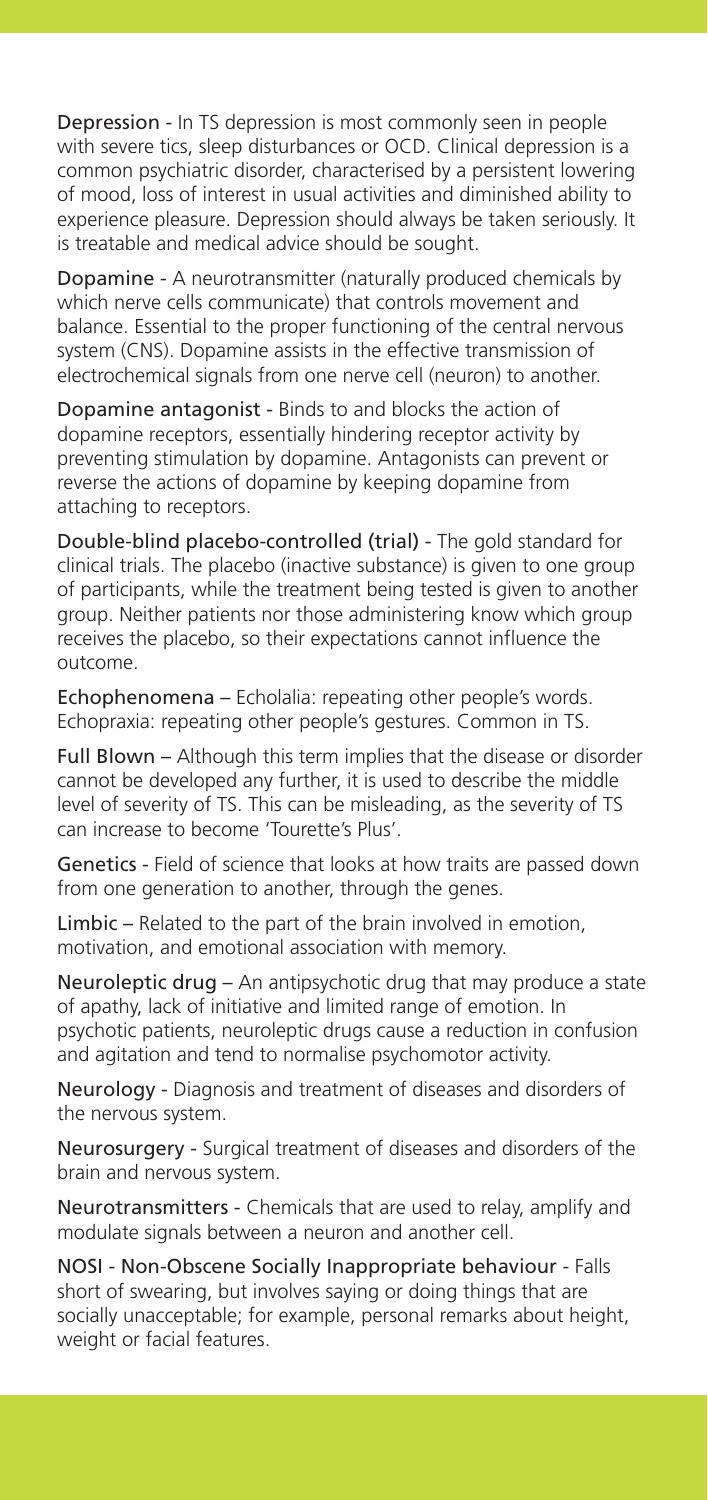**Depression** - In TS depression is most commonly seen in people with severe tics, sleep disturbances or OCD. Clinical depression is a common psychiatric disorder, characterised by a persistent lowering of mood, loss of interest in usual activities and diminished ability to experience pleasure. Depression should always be taken seriously. It is treatable and medical advice should be sought.

**Dopamine** - A neurotransmitter (naturally produced chemicals by which nerve cells communicate) that controls movement and balance. Essential to the proper functioning of the central nervous system (CNS). Dopamine assists in the effective transmission of electrochemical signals from one nerve cell (neuron) to another.

**Dopamine antagonist** - Binds to and blocks the action of dopamine receptors, essentially hindering receptor activity by preventing stimulation by dopamine. Antagonists can prevent or reverse the actions of dopamine by keeping dopamine from attaching to receptors.

**Double-blind placebo-controlled (trial)** - The gold standard for clinical trials. The placebo (inactive substance) is given to one group of participants, while the treatment being tested is given to another group. Neither patients nor those administering know which group receives the placebo, so their expectations cannot influence the outcome.

**Echophenomena** – Echolalia: repeating other people's words. Echopraxia: repeating other people's gestures. Common in TS.

**Full Blown** – Although this term implies that the disease or disorder cannot be developed any further, it is used to describe the middle level of severity of TS. This can be misleading, as the severity of TS can increase to become 'Tourette's Plus'.

**Genetics** - Field of science that looks at how traits are passed down from one generation to another, through the genes.

**Limbic** – Related to the part of the brain involved in emotion, motivation, and emotional association with memory.

**Neuroleptic drug** – An antipsychotic drug that may produce a state of apathy, lack of initiative and limited range of emotion. In psychotic patients, neuroleptic drugs cause a reduction in confusion and agitation and tend to normalise psychomotor activity.

**Neurology** - Diagnosis and treatment of diseases and disorders of the nervous system.

**Neurosurgery** - Surgical treatment of diseases and disorders of the brain and nervous system.

**Neurotransmitters** - Chemicals that are used to relay, amplify and modulate signals between a neuron and another cell.

**NOSI - Non-Obscene Socially Inappropriate behaviour** - Falls short of swearing, but involves saying or doing things that are socially unacceptable; for example, personal remarks about height, weight or facial features.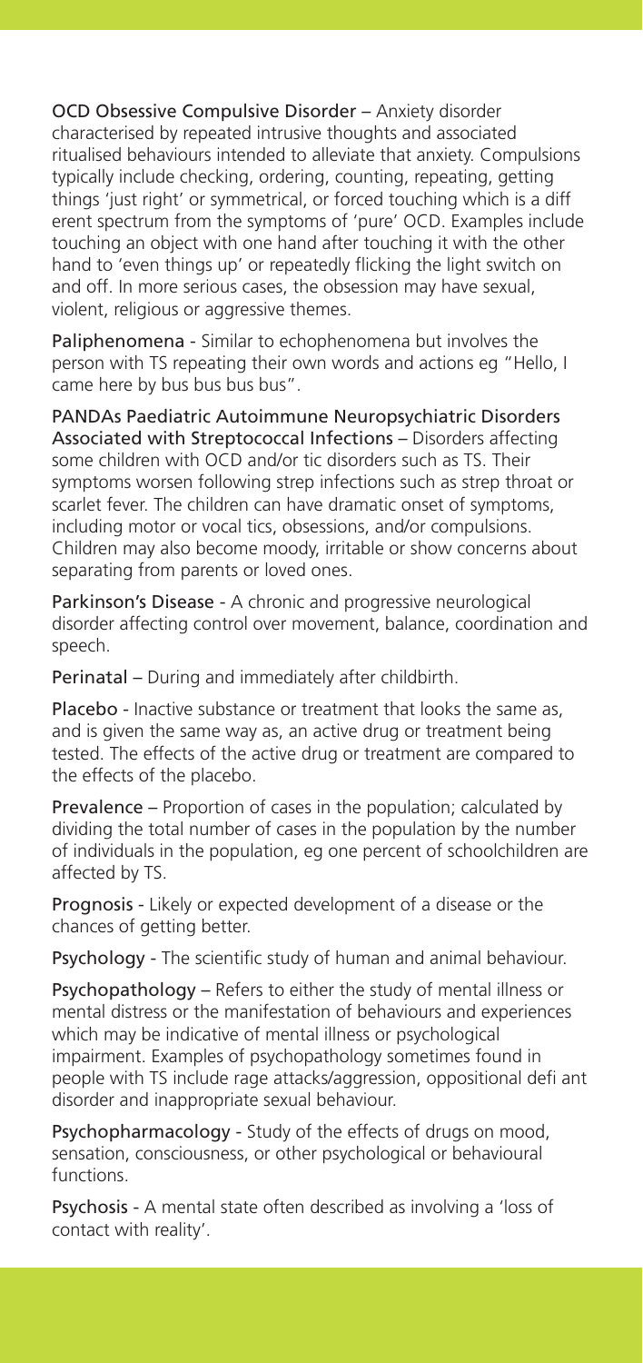**OCD Obsessive Compulsive Disorder** – Anxiety disorder characterised by repeated intrusive thoughts and associated ritualised behaviours intended to alleviate that anxiety. Compulsions typically include checking, ordering, counting, repeating, getting things 'just right' or symmetrical, or forced touching which is a diff erent spectrum from the symptoms of 'pure' OCD. Examples include touching an object with one hand after touching it with the other hand to 'even things up' or repeatedly flicking the light switch on and off. In more serious cases, the obsession may have sexual, violent, religious or aggressive themes.

**Paliphenomena** - Similar to echophenomena but involves the person with TS repeating their own words and actions eg "Hello, I came here by bus bus bus bus".

**PANDAs Paediatric Autoimmune Neuropsychiatric Disorders Associated with Streptococcal Infections** – Disorders affecting some children with OCD and/or tic disorders such as TS. Their symptoms worsen following strep infections such as strep throat or scarlet fever. The children can have dramatic onset of symptoms, including motor or vocal tics, obsessions, and/or compulsions. Children may also become moody, irritable or show concerns about separating from parents or loved ones.

**Parkinson's Disease** - A chronic and progressive neurological disorder affecting control over movement, balance, coordination and speech.

**Perinatal** – During and immediately after childbirth.

**Placebo** - Inactive substance or treatment that looks the same as, and is given the same way as, an active drug or treatment being tested. The effects of the active drug or treatment are compared to the effects of the placebo.

**Prevalence** – Proportion of cases in the population; calculated by dividing the total number of cases in the population by the number of individuals in the population, eg one percent of schoolchildren are affected by TS.

**Prognosis** - Likely or expected development of a disease or the chances of getting better.

**Psychology** - The scientific study of human and animal behaviour.

**Psychopathology** – Refers to either the study of mental illness or mental distress or the manifestation of behaviours and experiences which may be indicative of mental illness or psychological impairment. Examples of psychopathology sometimes found in people with TS include rage attacks/aggression, oppositional defi ant disorder and inappropriate sexual behaviour.

**Psychopharmacology** - Study of the effects of drugs on mood, sensation, consciousness, or other psychological or behavioural functions.

**Psychosis** - A mental state often described as involving a 'loss of contact with reality'.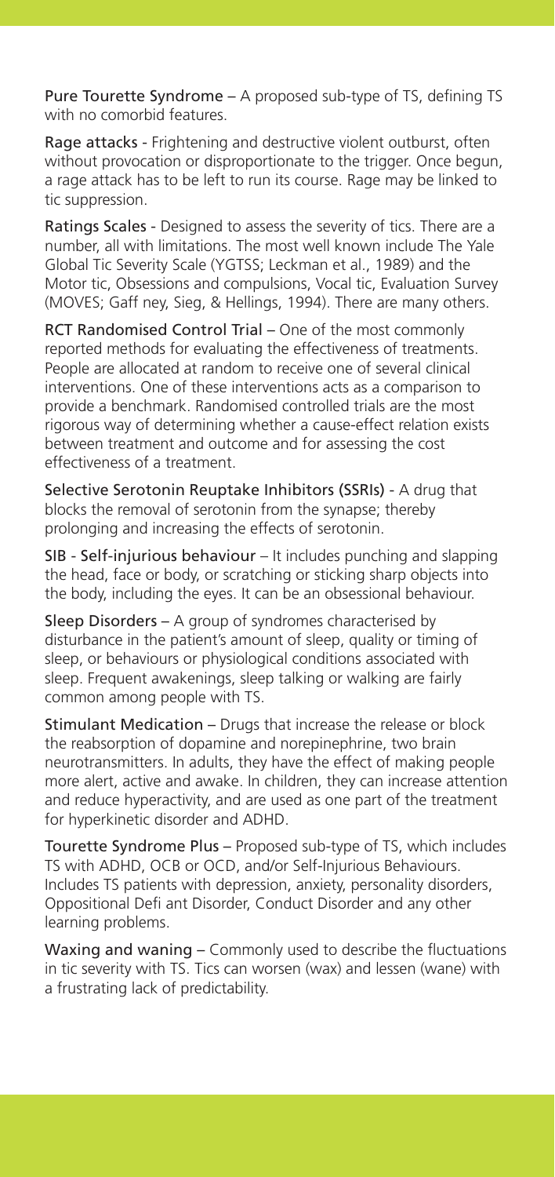**Pure Tourette Syndrome** – A proposed sub-type of TS, defining TS with no comorbid features.

**Rage attacks** - Frightening and destructive violent outburst, often without provocation or disproportionate to the trigger. Once begun, a rage attack has to be left to run its course. Rage may be linked to tic suppression.

**Ratings Scales** - Designed to assess the severity of tics. There are a number, all with limitations. The most well known include The Yale Global Tic Severity Scale (YGTSS; Leckman et al., 1989) and the Motor tic, Obsessions and compulsions, Vocal tic, Evaluation Survey (MOVES; Gaff ney, Sieg, & Hellings, 1994). There are many others.

**RCT Randomised Control Trial** – One of the most commonly reported methods for evaluating the effectiveness of treatments. People are allocated at random to receive one of several clinical interventions. One of these interventions acts as a comparison to provide a benchmark. Randomised controlled trials are the most rigorous way of determining whether a cause-effect relation exists between treatment and outcome and for assessing the cost effectiveness of a treatment.

**Selective Serotonin Reuptake Inhibitors (SSRIs)** - A drug that blocks the removal of serotonin from the synapse; thereby prolonging and increasing the effects of serotonin.

**SIB - Self-injurious behaviour** – It includes punching and slapping the head, face or body, or scratching or sticking sharp objects into the body, including the eyes. It can be an obsessional behaviour.

**Sleep Disorders** – A group of syndromes characterised by disturbance in the patient's amount of sleep, quality or timing of sleep, or behaviours or physiological conditions associated with sleep. Frequent awakenings, sleep talking or walking are fairly common among people with TS.

**Stimulant Medication** – Drugs that increase the release or block the reabsorption of dopamine and norepinephrine, two brain neurotransmitters. In adults, they have the effect of making people more alert, active and awake. In children, they can increase attention and reduce hyperactivity, and are used as one part of the treatment for hyperkinetic disorder and ADHD.

**Tourette Syndrome Plus** – Proposed sub-type of TS, which includes TS with ADHD, OCB or OCD, and/or Self-Injurious Behaviours. Includes TS patients with depression, anxiety, personality disorders, Oppositional Defi ant Disorder, Conduct Disorder and any other learning problems.

**Waxing and waning** – Commonly used to describe the fluctuations in tic severity with TS. Tics can worsen (wax) and lessen (wane) with a frustrating lack of predictability.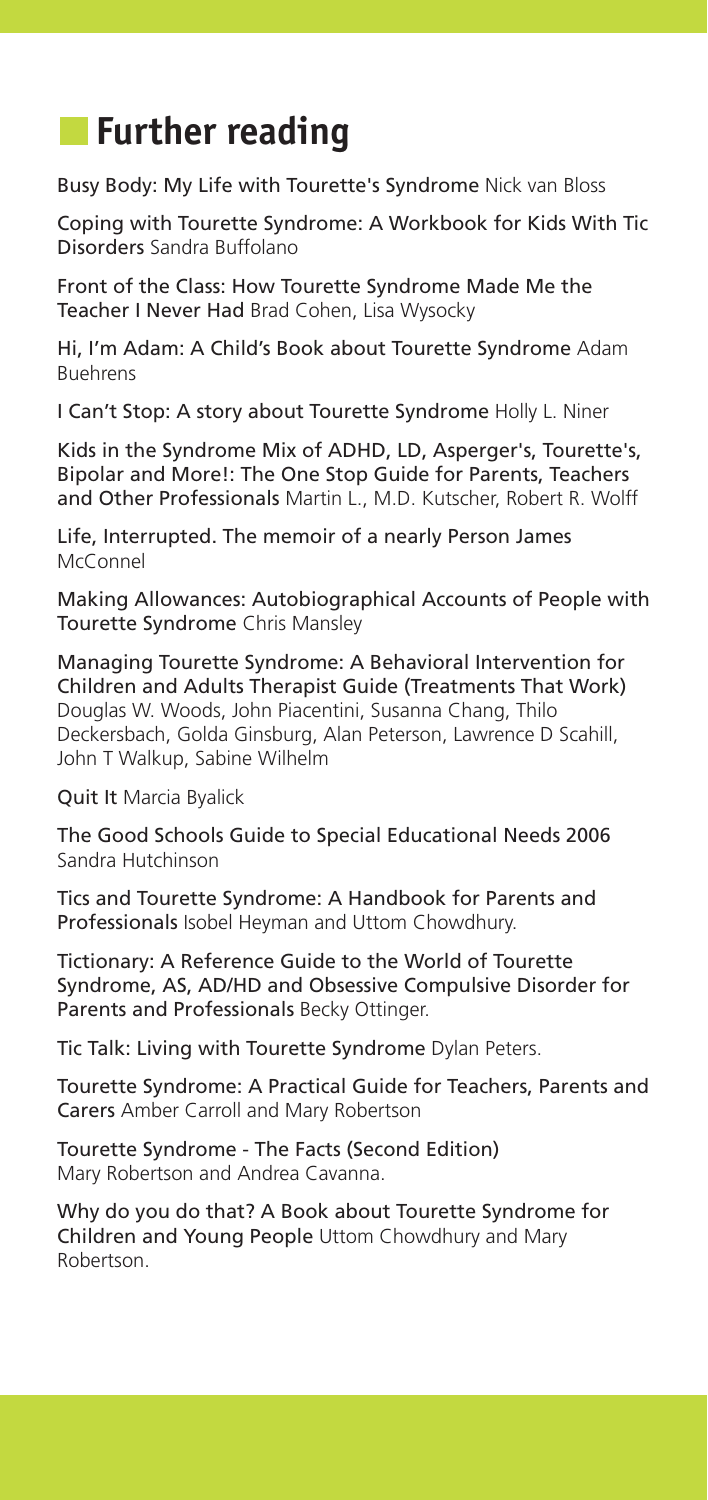# Further reading

Busy Body: My Life with Tourette's Syndrome Nick van Bloss

Coping with Tourette Syndrome: A Workbook for Kids With Tic Disorders Sandra Buffolano

Front of the Class: How Tourette Syndrome Made Me the Teacher I Never Had Brad Cohen, Lisa Wysocky

Hi, I'm Adam: A Child's Book about Tourette Syndrome Adam Buehrens

I Can't Stop: A story about Tourette Syndrome Holly L. Niner

Kids in the Syndrome Mix of ADHD, LD, Asperger's, Tourette's, Bipolar and More!: The One Stop Guide for Parents, Teachers and Other Professionals Martin L., M.D. Kutscher, Robert R. Wolff

Life, Interrupted. The memoir of a nearly Person James McConnel

Making Allowances: Autobiographical Accounts of People with Tourette Syndrome Chris Mansley

Managing Tourette Syndrome: A Behavioral Intervention for Children and Adults Therapist Guide (Treatments That Work) Douglas W. Woods, John Piacentini, Susanna Chang, Thilo Deckersbach, Golda Ginsburg, Alan Peterson, Lawrence D Scahill, John T Walkup, Sabine Wilhelm

Quit It Marcia Byalick

The Good Schools Guide to Special Educational Needs 2006 Sandra Hutchinson

Tics and Tourette Syndrome: A Handbook for Parents and Professionals Isobel Heyman and Uttom Chowdhury.

Tictionary: A Reference Guide to the World of Tourette Syndrome, AS, AD/HD and Obsessive Compulsive Disorder for Parents and Professionals Becky Ottinger.

Tic Talk: Living with Tourette Syndrome Dylan Peters.

Tourette Syndrome: A Practical Guide for Teachers, Parents and Carers Amber Carroll and Mary Robertson

Tourette Syndrome - The Facts (Second Edition) Mary Robertson and Andrea Cavanna.

Why do you do that? A Book about Tourette Syndrome for Children and Young People Uttom Chowdhury and Mary Robertson.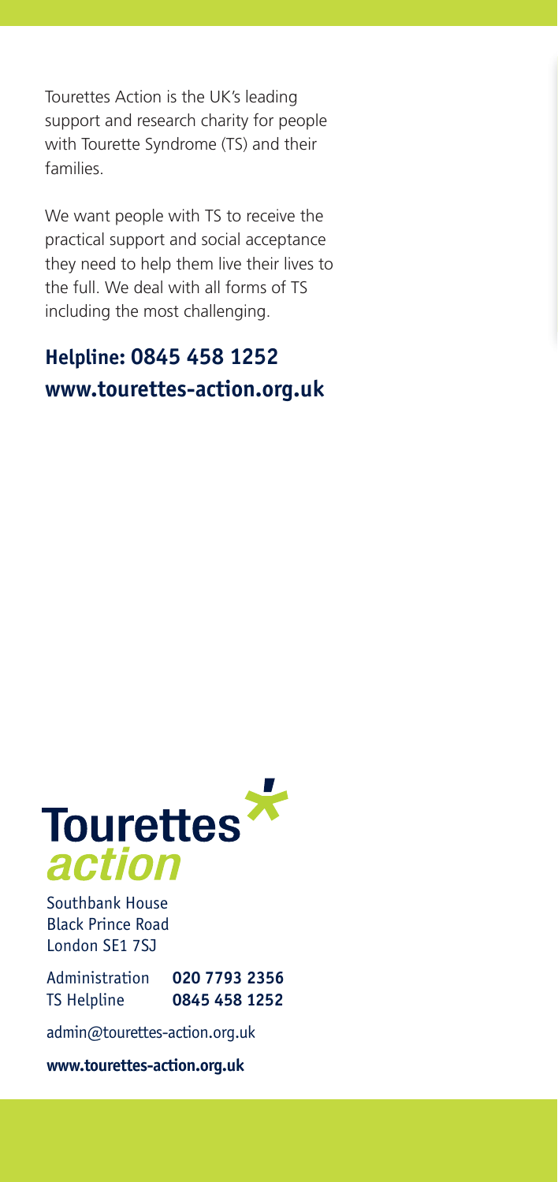Tourettes Action is the UK's leading support and research charity for people with Tourette Syndrome (TS) and their families.

We want people with TS to receive the practical support and social acceptance they need to help them live their lives to the full. We deal with all forms of TS including the most challenging.

**Helpline: 0845 458 1252**
**www.tourettes-action.org.uk**

Tourettes *action*

Southbank House
Black Prince Road
London SE1 7SJ

Administration **020 7793 2356**
TS Helpline **0845 458 1252**

admin@tourettes-action.org.uk

**www.tourettes-action.org.uk**